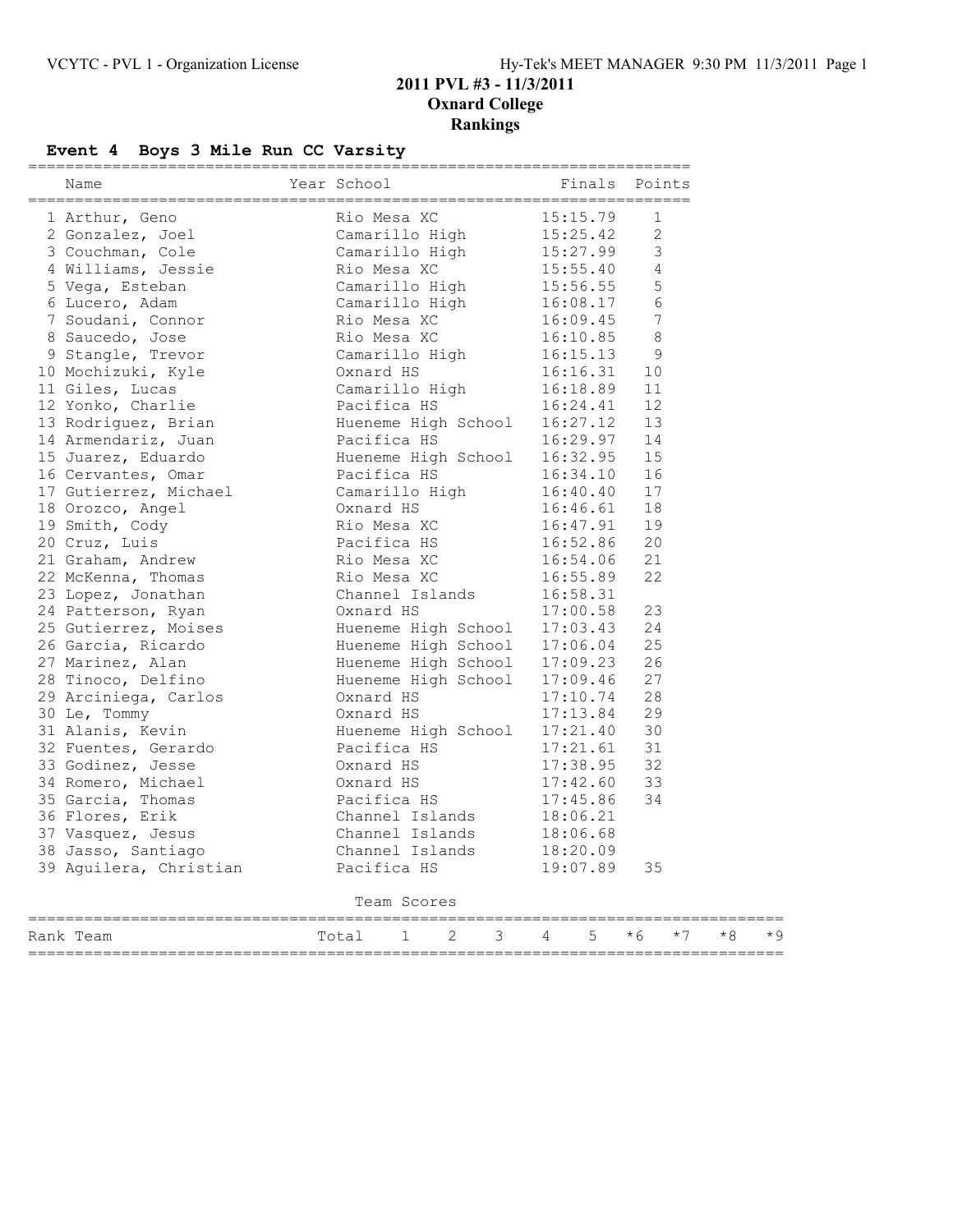## 2011 PVL #3 - 11/3/2011
## Oxnard College
## Rankings

### Event 4 Boys 3 Mile Run CC Varsity

| | Name | Year | School | Finals | Points |
|---|---|---|---|---|---|
| 1 | Arthur, Geno | | Rio Mesa XC | 15:15.79 | 1 |
| 2 | Gonzalez, Joel | | Camarillo High | 15:25.42 | 2 |
| 3 | Couchman, Cole | | Camarillo High | 15:27.99 | 3 |
| 4 | Williams, Jessie | | Rio Mesa XC | 15:55.40 | 4 |
| 5 | Vega, Esteban | | Camarillo High | 15:56.55 | 5 |
| 6 | Lucero, Adam | | Camarillo High | 16:08.17 | 6 |
| 7 | Soudani, Connor | | Rio Mesa XC | 16:09.45 | 7 |
| 8 | Saucedo, Jose | | Rio Mesa XC | 16:10.85 | 8 |
| 9 | Stangle, Trevor | | Camarillo High | 16:15.13 | 9 |
| 10 | Mochizuki, Kyle | | Oxnard HS | 16:16.31 | 10 |
| 11 | Giles, Lucas | | Camarillo High | 16:18.89 | 11 |
| 12 | Yonko, Charlie | | Pacifica HS | 16:24.41 | 12 |
| 13 | Rodriguez, Brian | | Hueneme High School | 16:27.12 | 13 |
| 14 | Armendariz, Juan | | Pacifica HS | 16:29.97 | 14 |
| 15 | Juarez, Eduardo | | Hueneme High School | 16:32.95 | 15 |
| 16 | Cervantes, Omar | | Pacifica HS | 16:34.10 | 16 |
| 17 | Gutierrez, Michael | | Camarillo High | 16:40.40 | 17 |
| 18 | Orozco, Angel | | Oxnard HS | 16:46.61 | 18 |
| 19 | Smith, Cody | | Rio Mesa XC | 16:47.91 | 19 |
| 20 | Cruz, Luis | | Pacifica HS | 16:52.86 | 20 |
| 21 | Graham, Andrew | | Rio Mesa XC | 16:54.06 | 21 |
| 22 | McKenna, Thomas | | Rio Mesa XC | 16:55.89 | 22 |
| 23 | Lopez, Jonathan | | Channel Islands | 16:58.31 | |
| 24 | Patterson, Ryan | | Oxnard HS | 17:00.58 | 23 |
| 25 | Gutierrez, Moises | | Hueneme High School | 17:03.43 | 24 |
| 26 | Garcia, Ricardo | | Hueneme High School | 17:06.04 | 25 |
| 27 | Marinez, Alan | | Hueneme High School | 17:09.23 | 26 |
| 28 | Tinoco, Delfino | | Hueneme High School | 17:09.46 | 27 |
| 29 | Arciniega, Carlos | | Oxnard HS | 17:10.74 | 28 |
| 30 | Le, Tommy | | Oxnard HS | 17:13.84 | 29 |
| 31 | Alanis, Kevin | | Hueneme High School | 17:21.40 | 30 |
| 32 | Fuentes, Gerardo | | Pacifica HS | 17:21.61 | 31 |
| 33 | Godinez, Jesse | | Oxnard HS | 17:38.95 | 32 |
| 34 | Romero, Michael | | Oxnard HS | 17:42.60 | 33 |
| 35 | Garcia, Thomas | | Pacifica HS | 17:45.86 | 34 |
| 36 | Flores, Erik | | Channel Islands | 18:06.21 | |
| 37 | Vasquez, Jesus | | Channel Islands | 18:06.68 | |
| 38 | Jasso, Santiago | | Channel Islands | 18:20.09 | |
| 39 | Aguilera, Christian | | Pacifica HS | 19:07.89 | 35 |

Team Scores

| Rank | Team | Total | 1 | 2 | 3 | 4 | 5 | *6 | *7 | *8 | *9 |
|---|---|---|---|---|---|---|---|---|---|---|---|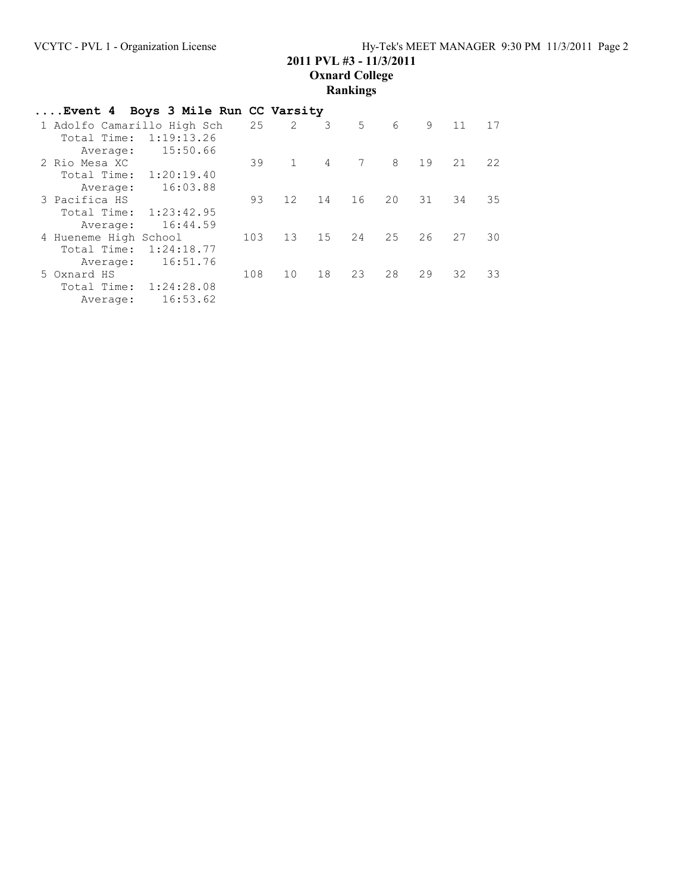# 2011 PVL #3 - 11/3/2011

## Oxnard College

## Rankings

### ....Event 4 Boys 3 Mile Run CC Varsity

| Rank | Team | Score | 1 | 2 | 3 | 4 | 5 | 6 | 7 |
|---|---|---|---|---|---|---|---|---|---|
| 1 | Adolfo Camarillo High Sch | 25 | 2 | 3 | 5 | 6 | 9 | 11 | 17 |
| | Total Time: 1:19:13.26 | | | | | | | | |
| | Average: 15:50.66 | | | | | | | | |
| 2 | Rio Mesa XC | 39 | 1 | 4 | 7 | 8 | 19 | 21 | 22 |
| | Total Time: 1:20:19.40 | | | | | | | | |
| | Average: 16:03.88 | | | | | | | | |
| 3 | Pacifica HS | 93 | 12 | 14 | 16 | 20 | 31 | 34 | 35 |
| | Total Time: 1:23:42.95 | | | | | | | | |
| | Average: 16:44.59 | | | | | | | | |
| 4 | Hueneme High School | 103 | 13 | 15 | 24 | 25 | 26 | 27 | 30 |
| | Total Time: 1:24:18.77 | | | | | | | | |
| | Average: 16:51.76 | | | | | | | | |
| 5 | Oxnard HS | 108 | 10 | 18 | 23 | 28 | 29 | 32 | 33 |
| | Total Time: 1:24:28.08 | | | | | | | | |
| | Average: 16:53.62 | | | | | | | | |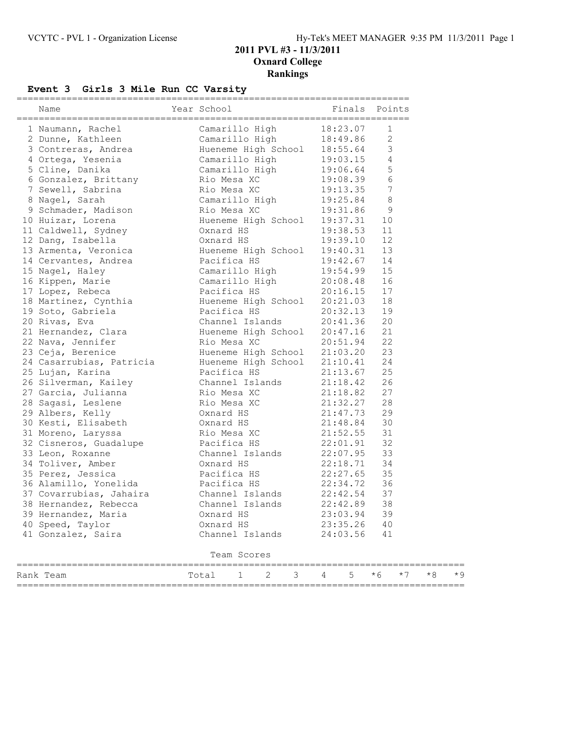# 2011 PVL #3 - 11/3/2011

## Oxnard College

## Rankings

### Event 3 Girls 3 Mile Run CC Varsity

| | Name | Year | School | Finals | Points |
|---|---|---|---|---|---|
| 1 | Naumann, Rachel | | Camarillo High | 18:23.07 | 1 |
| 2 | Dunne, Kathleen | | Camarillo High | 18:49.86 | 2 |
| 3 | Contreras, Andrea | | Hueneme High School | 18:55.64 | 3 |
| 4 | Ortega, Yesenia | | Camarillo High | 19:03.15 | 4 |
| 5 | Cline, Danika | | Camarillo High | 19:06.64 | 5 |
| 6 | Gonzalez, Brittany | | Rio Mesa XC | 19:08.39 | 6 |
| 7 | Sewell, Sabrina | | Rio Mesa XC | 19:13.35 | 7 |
| 8 | Nagel, Sarah | | Camarillo High | 19:25.84 | 8 |
| 9 | Schmader, Madison | | Rio Mesa XC | 19:31.86 | 9 |
| 10 | Huizar, Lorena | | Hueneme High School | 19:37.31 | 10 |
| 11 | Caldwell, Sydney | | Oxnard HS | 19:38.53 | 11 |
| 12 | Dang, Isabella | | Oxnard HS | 19:39.10 | 12 |
| 13 | Armenta, Veronica | | Hueneme High School | 19:40.31 | 13 |
| 14 | Cervantes, Andrea | | Pacifica HS | 19:42.67 | 14 |
| 15 | Nagel, Haley | | Camarillo High | 19:54.99 | 15 |
| 16 | Kippen, Marie | | Camarillo High | 20:08.48 | 16 |
| 17 | Lopez, Rebeca | | Pacifica HS | 20:16.15 | 17 |
| 18 | Martinez, Cynthia | | Hueneme High School | 20:21.03 | 18 |
| 19 | Soto, Gabriela | | Pacifica HS | 20:32.13 | 19 |
| 20 | Rivas, Eva | | Channel Islands | 20:41.36 | 20 |
| 21 | Hernandez, Clara | | Hueneme High School | 20:47.16 | 21 |
| 22 | Nava, Jennifer | | Rio Mesa XC | 20:51.94 | 22 |
| 23 | Ceja, Berenice | | Hueneme High School | 21:03.20 | 23 |
| 24 | Casarrubias, Patricia | | Hueneme High School | 21:10.41 | 24 |
| 25 | Lujan, Karina | | Pacifica HS | 21:13.67 | 25 |
| 26 | Silverman, Kailey | | Channel Islands | 21:18.42 | 26 |
| 27 | Garcia, Julianna | | Rio Mesa XC | 21:18.82 | 27 |
| 28 | Sagasi, Leslene | | Rio Mesa XC | 21:32.27 | 28 |
| 29 | Albers, Kelly | | Oxnard HS | 21:47.73 | 29 |
| 30 | Kesti, Elisabeth | | Oxnard HS | 21:48.84 | 30 |
| 31 | Moreno, Laryssa | | Rio Mesa XC | 21:52.55 | 31 |
| 32 | Cisneros, Guadalupe | | Pacifica HS | 22:01.91 | 32 |
| 33 | Leon, Roxanne | | Channel Islands | 22:07.95 | 33 |
| 34 | Toliver, Amber | | Oxnard HS | 22:18.71 | 34 |
| 35 | Perez, Jessica | | Pacifica HS | 22:27.65 | 35 |
| 36 | Alamillo, Yonelida | | Pacifica HS | 22:34.72 | 36 |
| 37 | Covarrubias, Jahaira | | Channel Islands | 22:42.54 | 37 |
| 38 | Hernandez, Rebecca | | Channel Islands | 22:42.89 | 38 |
| 39 | Hernandez, Maria | | Oxnard HS | 23:03.94 | 39 |
| 40 | Speed, Taylor | | Oxnard HS | 23:35.26 | 40 |
| 41 | Gonzalez, Saira | | Channel Islands | 24:03.56 | 41 |

Team Scores

| Rank | Team | Total | 1 | 2 | 3 | 4 | 5 | *6 | *7 | *8 | *9 |
|---|---|---|---|---|---|---|---|---|---|---|---|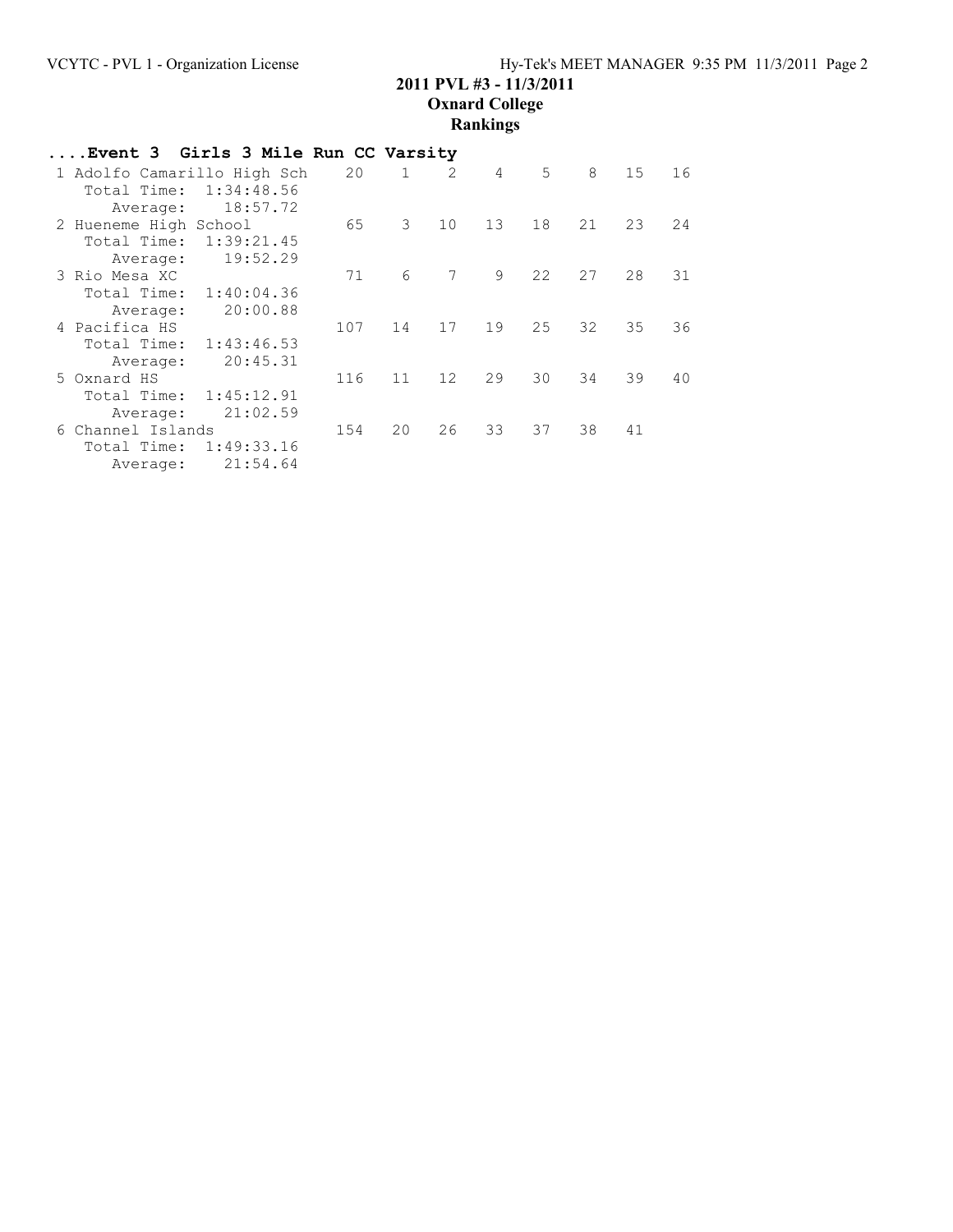**2011 PVL #3 - 11/3/2011**

**Oxnard College**

**Rankings**

## ....Event 3 Girls 3 Mile Run CC Varsity

| Rank | Team | Score | 1 | 2 | 3 | 4 | 5 | 6 | 7 |
|---|---|---|---|---|---|---|---|---|---|
| 1 | Adolfo Camarillo High Sch | 20 | 1 | 2 | 4 | 5 | 8 | 15 | 16 |
| | Total Time: 1:34:48.56 | | | | | | | | |
| | Average: 18:57.72 | | | | | | | | |
| 2 | Hueneme High School | 65 | 3 | 10 | 13 | 18 | 21 | 23 | 24 |
| | Total Time: 1:39:21.45 | | | | | | | | |
| | Average: 19:52.29 | | | | | | | | |
| 3 | Rio Mesa XC | 71 | 6 | 7 | 9 | 22 | 27 | 28 | 31 |
| | Total Time: 1:40:04.36 | | | | | | | | |
| | Average: 20:00.88 | | | | | | | | |
| 4 | Pacifica HS | 107 | 14 | 17 | 19 | 25 | 32 | 35 | 36 |
| | Total Time: 1:43:46.53 | | | | | | | | |
| | Average: 20:45.31 | | | | | | | | |
| 5 | Oxnard HS | 116 | 11 | 12 | 29 | 30 | 34 | 39 | 40 |
| | Total Time: 1:45:12.91 | | | | | | | | |
| | Average: 21:02.59 | | | | | | | | |
| 6 | Channel Islands | 154 | 20 | 26 | 33 | 37 | 38 | 41 | |
| | Total Time: 1:49:33.16 | | | | | | | | |
| | Average: 21:54.64 | | | | | | | | |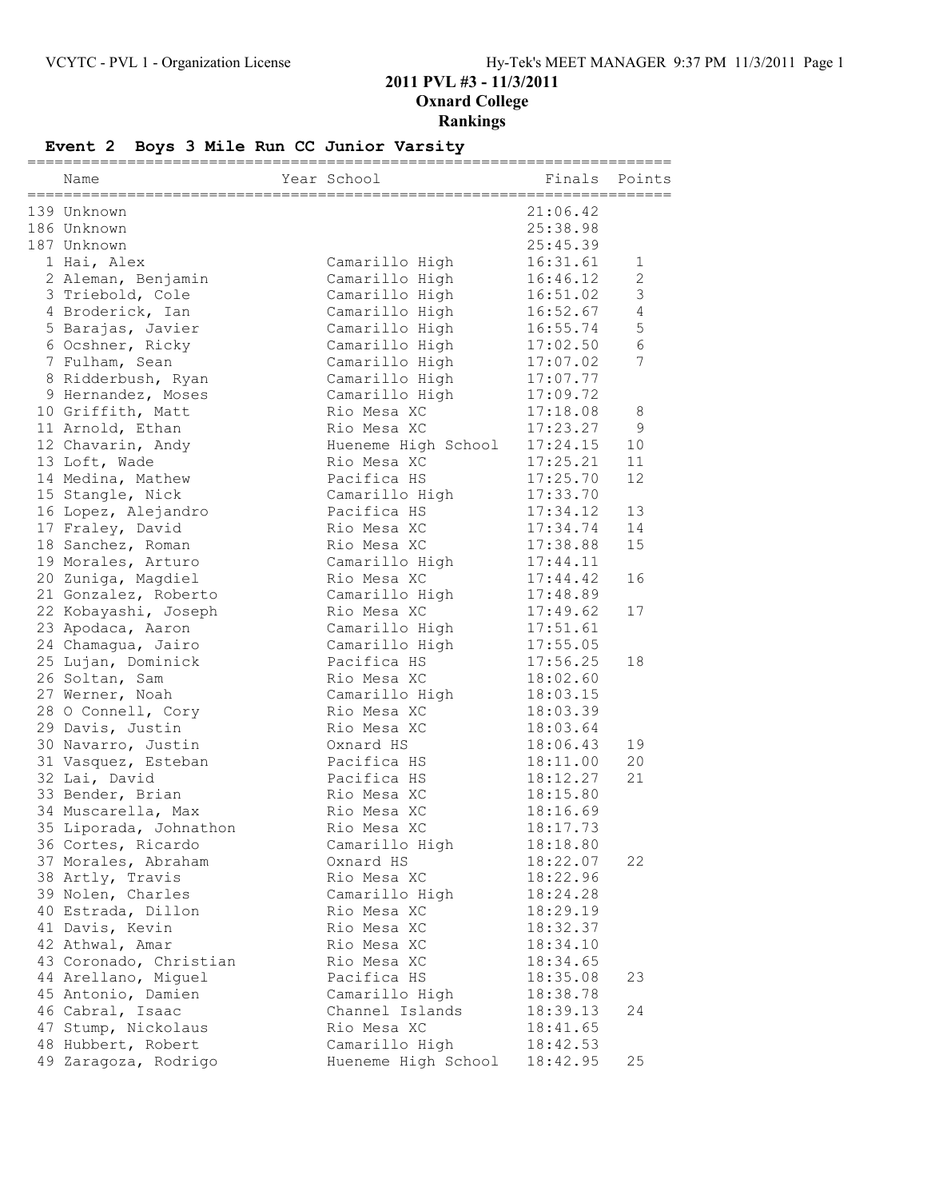## 2011 PVL #3 - 11/3/2011

## Oxnard College

## Rankings

### Event 2 Boys 3 Mile Run CC Junior Varsity

| | Name | Year | School | Finals | Points |
|---|---|---|---|---|---|
| 139 | Unknown | | | 21:06.42 | |
| 186 | Unknown | | | 25:38.98 | |
| 187 | Unknown | | | 25:45.39 | |
| 1 | Hai, Alex | | Camarillo High | 16:31.61 | 1 |
| 2 | Aleman, Benjamin | | Camarillo High | 16:46.12 | 2 |
| 3 | Triebold, Cole | | Camarillo High | 16:51.02 | 3 |
| 4 | Broderick, Ian | | Camarillo High | 16:52.67 | 4 |
| 5 | Barajas, Javier | | Camarillo High | 16:55.74 | 5 |
| 6 | Ocshner, Ricky | | Camarillo High | 17:02.50 | 6 |
| 7 | Fulham, Sean | | Camarillo High | 17:07.02 | 7 |
| 8 | Ridderbush, Ryan | | Camarillo High | 17:07.77 | |
| 9 | Hernandez, Moses | | Camarillo High | 17:09.72 | |
| 10 | Griffith, Matt | | Rio Mesa XC | 17:18.08 | 8 |
| 11 | Arnold, Ethan | | Rio Mesa XC | 17:23.27 | 9 |
| 12 | Chavarin, Andy | | Hueneme High School | 17:24.15 | 10 |
| 13 | Loft, Wade | | Rio Mesa XC | 17:25.21 | 11 |
| 14 | Medina, Mathew | | Pacifica HS | 17:25.70 | 12 |
| 15 | Stangle, Nick | | Camarillo High | 17:33.70 | |
| 16 | Lopez, Alejandro | | Pacifica HS | 17:34.12 | 13 |
| 17 | Fraley, David | | Rio Mesa XC | 17:34.74 | 14 |
| 18 | Sanchez, Roman | | Rio Mesa XC | 17:38.88 | 15 |
| 19 | Morales, Arturo | | Camarillo High | 17:44.11 | |
| 20 | Zuniga, Magdiel | | Rio Mesa XC | 17:44.42 | 16 |
| 21 | Gonzalez, Roberto | | Camarillo High | 17:48.89 | |
| 22 | Kobayashi, Joseph | | Rio Mesa XC | 17:49.62 | 17 |
| 23 | Apodaca, Aaron | | Camarillo High | 17:51.61 | |
| 24 | Chamagua, Jairo | | Camarillo High | 17:55.05 | |
| 25 | Lujan, Dominick | | Pacifica HS | 17:56.25 | 18 |
| 26 | Soltan, Sam | | Rio Mesa XC | 18:02.60 | |
| 27 | Werner, Noah | | Camarillo High | 18:03.15 | |
| 28 | O Connell, Cory | | Rio Mesa XC | 18:03.39 | |
| 29 | Davis, Justin | | Rio Mesa XC | 18:03.64 | |
| 30 | Navarro, Justin | | Oxnard HS | 18:06.43 | 19 |
| 31 | Vasquez, Esteban | | Pacifica HS | 18:11.00 | 20 |
| 32 | Lai, David | | Pacifica HS | 18:12.27 | 21 |
| 33 | Bender, Brian | | Rio Mesa XC | 18:15.80 | |
| 34 | Muscarella, Max | | Rio Mesa XC | 18:16.69 | |
| 35 | Liporada, Johnathon | | Rio Mesa XC | 18:17.73 | |
| 36 | Cortes, Ricardo | | Camarillo High | 18:18.80 | |
| 37 | Morales, Abraham | | Oxnard HS | 18:22.07 | 22 |
| 38 | Artly, Travis | | Rio Mesa XC | 18:22.96 | |
| 39 | Nolen, Charles | | Camarillo High | 18:24.28 | |
| 40 | Estrada, Dillon | | Rio Mesa XC | 18:29.19 | |
| 41 | Davis, Kevin | | Rio Mesa XC | 18:32.37 | |
| 42 | Athwal, Amar | | Rio Mesa XC | 18:34.10 | |
| 43 | Coronado, Christian | | Rio Mesa XC | 18:34.65 | |
| 44 | Arellano, Miguel | | Pacifica HS | 18:35.08 | 23 |
| 45 | Antonio, Damien | | Camarillo High | 18:38.78 | |
| 46 | Cabral, Isaac | | Channel Islands | 18:39.13 | 24 |
| 47 | Stump, Nickolaus | | Rio Mesa XC | 18:41.65 | |
| 48 | Hubbert, Robert | | Camarillo High | 18:42.53 | |
| 49 | Zaragoza, Rodrigo | | Hueneme High School | 18:42.95 | 25 |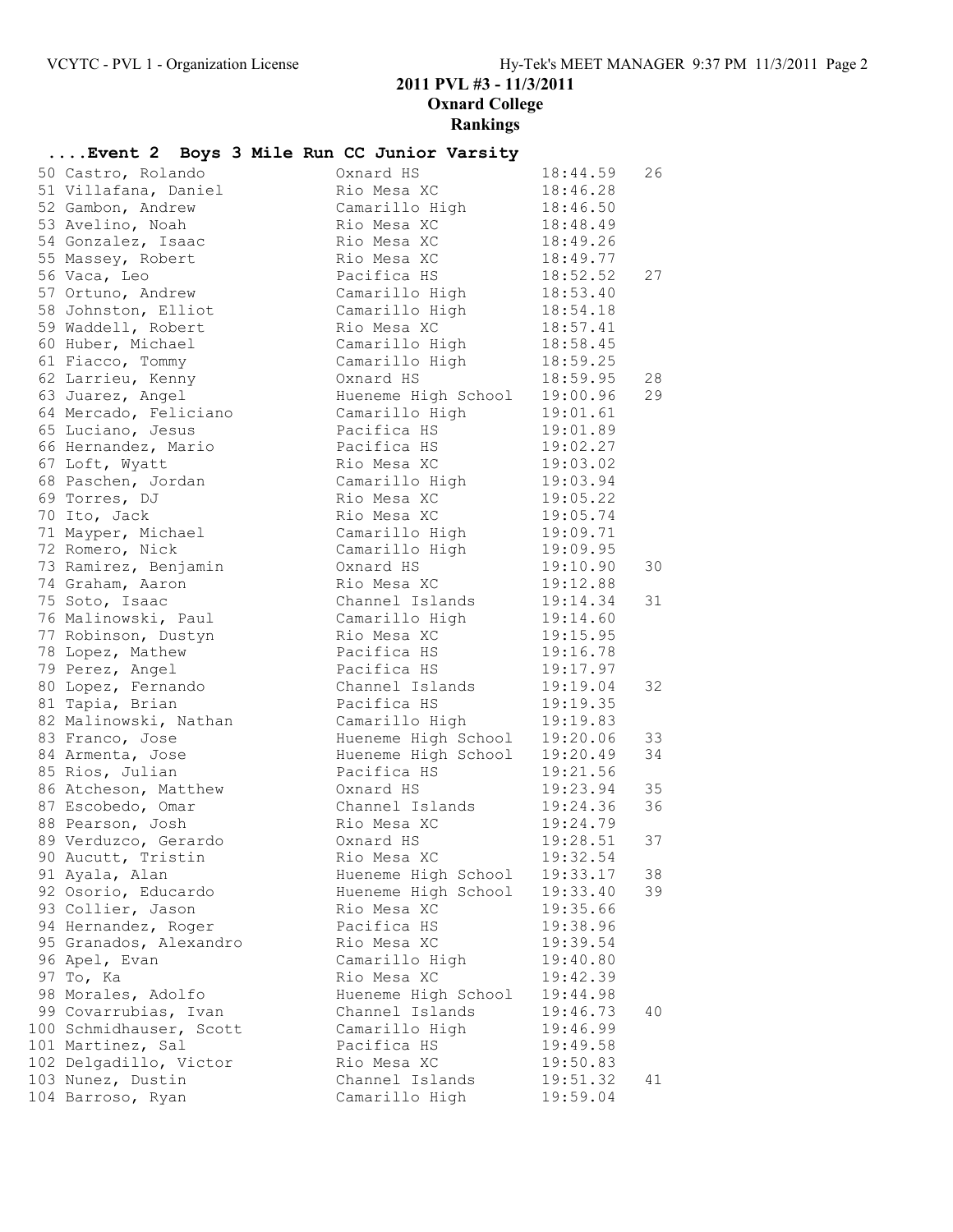## 2011 PVL #3 - 11/3/2011

### Oxnard College

### Rankings

#### ....Event 2 Boys 3 Mile Run CC Junior Varsity

| Place | Name | School | Time | Points |
|---|---|---|---|---|
| 50 | Castro, Rolando | Oxnard HS | 18:44.59 | 26 |
| 51 | Villafana, Daniel | Rio Mesa XC | 18:46.28 | |
| 52 | Gambon, Andrew | Camarillo High | 18:46.50 | |
| 53 | Avelino, Noah | Rio Mesa XC | 18:48.49 | |
| 54 | Gonzalez, Isaac | Rio Mesa XC | 18:49.26 | |
| 55 | Massey, Robert | Rio Mesa XC | 18:49.77 | |
| 56 | Vaca, Leo | Pacifica HS | 18:52.52 | 27 |
| 57 | Ortuno, Andrew | Camarillo High | 18:53.40 | |
| 58 | Johnston, Elliot | Camarillo High | 18:54.18 | |
| 59 | Waddell, Robert | Rio Mesa XC | 18:57.41 | |
| 60 | Huber, Michael | Camarillo High | 18:58.45 | |
| 61 | Fiacco, Tommy | Camarillo High | 18:59.25 | |
| 62 | Larrieu, Kenny | Oxnard HS | 18:59.95 | 28 |
| 63 | Juarez, Angel | Hueneme High School | 19:00.96 | 29 |
| 64 | Mercado, Feliciano | Camarillo High | 19:01.61 | |
| 65 | Luciano, Jesus | Pacifica HS | 19:01.89 | |
| 66 | Hernandez, Mario | Pacifica HS | 19:02.27 | |
| 67 | Loft, Wyatt | Rio Mesa XC | 19:03.02 | |
| 68 | Paschen, Jordan | Camarillo High | 19:03.94 | |
| 69 | Torres, DJ | Rio Mesa XC | 19:05.22 | |
| 70 | Ito, Jack | Rio Mesa XC | 19:05.74 | |
| 71 | Mayper, Michael | Camarillo High | 19:09.71 | |
| 72 | Romero, Nick | Camarillo High | 19:09.95 | |
| 73 | Ramirez, Benjamin | Oxnard HS | 19:10.90 | 30 |
| 74 | Graham, Aaron | Rio Mesa XC | 19:12.88 | |
| 75 | Soto, Isaac | Channel Islands | 19:14.34 | 31 |
| 76 | Malinowski, Paul | Camarillo High | 19:14.60 | |
| 77 | Robinson, Dustyn | Rio Mesa XC | 19:15.95 | |
| 78 | Lopez, Mathew | Pacifica HS | 19:16.78 | |
| 79 | Perez, Angel | Pacifica HS | 19:17.97 | |
| 80 | Lopez, Fernando | Channel Islands | 19:19.04 | 32 |
| 81 | Tapia, Brian | Pacifica HS | 19:19.35 | |
| 82 | Malinowski, Nathan | Camarillo High | 19:19.83 | |
| 83 | Franco, Jose | Hueneme High School | 19:20.06 | 33 |
| 84 | Armenta, Jose | Hueneme High School | 19:20.49 | 34 |
| 85 | Rios, Julian | Pacifica HS | 19:21.56 | |
| 86 | Atcheson, Matthew | Oxnard HS | 19:23.94 | 35 |
| 87 | Escobedo, Omar | Channel Islands | 19:24.36 | 36 |
| 88 | Pearson, Josh | Rio Mesa XC | 19:24.79 | |
| 89 | Verduzco, Gerardo | Oxnard HS | 19:28.51 | 37 |
| 90 | Aucutt, Tristin | Rio Mesa XC | 19:32.54 | |
| 91 | Ayala, Alan | Hueneme High School | 19:33.17 | 38 |
| 92 | Osorio, Educardo | Hueneme High School | 19:33.40 | 39 |
| 93 | Collier, Jason | Rio Mesa XC | 19:35.66 | |
| 94 | Hernandez, Roger | Pacifica HS | 19:38.96 | |
| 95 | Granados, Alexandro | Rio Mesa XC | 19:39.54 | |
| 96 | Apel, Evan | Camarillo High | 19:40.80 | |
| 97 | To, Ka | Rio Mesa XC | 19:42.39 | |
| 98 | Morales, Adolfo | Hueneme High School | 19:44.98 | |
| 99 | Covarrubias, Ivan | Channel Islands | 19:46.73 | 40 |
| 100 | Schmidhauser, Scott | Camarillo High | 19:46.99 | |
| 101 | Martinez, Sal | Pacifica HS | 19:49.58 | |
| 102 | Delgadillo, Victor | Rio Mesa XC | 19:50.83 | |
| 103 | Nunez, Dustin | Channel Islands | 19:51.32 | 41 |
| 104 | Barroso, Ryan | Camarillo High | 19:59.04 | |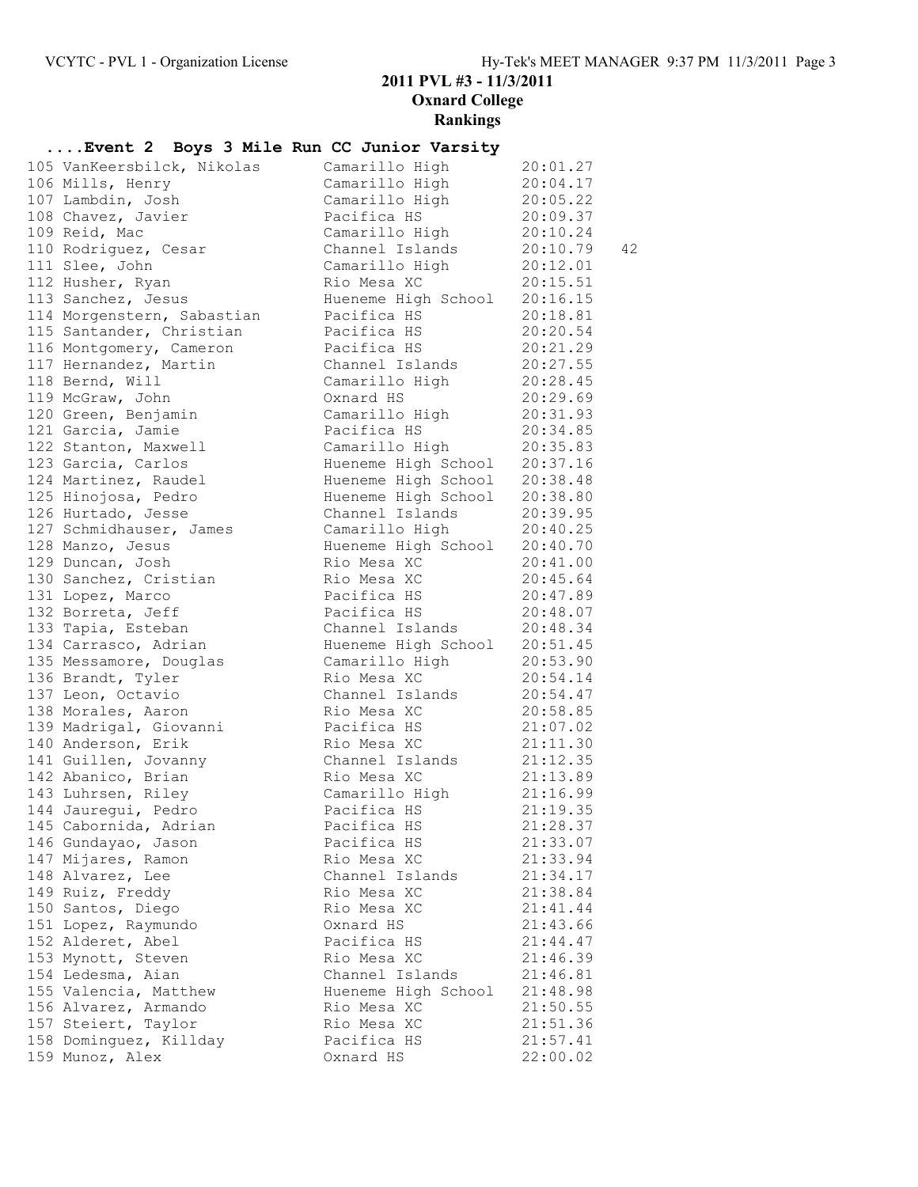## 2011 PVL #3 - 11/3/2011

## Oxnard College

## Rankings

### ....Event 2 Boys 3 Mile Run CC Junior Varsity

| Place | Name | School | Time | |
|---|---|---|---|---|
| 105 | VanKeersbilck, Nikolas | Camarillo High | 20:01.27 | |
| 106 | Mills, Henry | Camarillo High | 20:04.17 | |
| 107 | Lambdin, Josh | Camarillo High | 20:05.22 | |
| 108 | Chavez, Javier | Pacifica HS | 20:09.37 | |
| 109 | Reid, Mac | Camarillo High | 20:10.24 | |
| 110 | Rodriguez, Cesar | Channel Islands | 20:10.79 | 42 |
| 111 | Slee, John | Camarillo High | 20:12.01 | |
| 112 | Husher, Ryan | Rio Mesa XC | 20:15.51 | |
| 113 | Sanchez, Jesus | Hueneme High School | 20:16.15 | |
| 114 | Morgenstern, Sabastian | Pacifica HS | 20:18.81 | |
| 115 | Santander, Christian | Pacifica HS | 20:20.54 | |
| 116 | Montgomery, Cameron | Pacifica HS | 20:21.29 | |
| 117 | Hernandez, Martin | Channel Islands | 20:27.55 | |
| 118 | Bernd, Will | Camarillo High | 20:28.45 | |
| 119 | McGraw, John | Oxnard HS | 20:29.69 | |
| 120 | Green, Benjamin | Camarillo High | 20:31.93 | |
| 121 | Garcia, Jamie | Pacifica HS | 20:34.85 | |
| 122 | Stanton, Maxwell | Camarillo High | 20:35.83 | |
| 123 | Garcia, Carlos | Hueneme High School | 20:37.16 | |
| 124 | Martinez, Raudel | Hueneme High School | 20:38.48 | |
| 125 | Hinojosa, Pedro | Hueneme High School | 20:38.80 | |
| 126 | Hurtado, Jesse | Channel Islands | 20:39.95 | |
| 127 | Schmidhauser, James | Camarillo High | 20:40.25 | |
| 128 | Manzo, Jesus | Hueneme High School | 20:40.70 | |
| 129 | Duncan, Josh | Rio Mesa XC | 20:41.00 | |
| 130 | Sanchez, Cristian | Rio Mesa XC | 20:45.64 | |
| 131 | Lopez, Marco | Pacifica HS | 20:47.89 | |
| 132 | Borreta, Jeff | Pacifica HS | 20:48.07 | |
| 133 | Tapia, Esteban | Channel Islands | 20:48.34 | |
| 134 | Carrasco, Adrian | Hueneme High School | 20:51.45 | |
| 135 | Messamore, Douglas | Camarillo High | 20:53.90 | |
| 136 | Brandt, Tyler | Rio Mesa XC | 20:54.14 | |
| 137 | Leon, Octavio | Channel Islands | 20:54.47 | |
| 138 | Morales, Aaron | Rio Mesa XC | 20:58.85 | |
| 139 | Madrigal, Giovanni | Pacifica HS | 21:07.02 | |
| 140 | Anderson, Erik | Rio Mesa XC | 21:11.30 | |
| 141 | Guillen, Jovanny | Channel Islands | 21:12.35 | |
| 142 | Abanico, Brian | Rio Mesa XC | 21:13.89 | |
| 143 | Luhrsen, Riley | Camarillo High | 21:16.99 | |
| 144 | Jauregui, Pedro | Pacifica HS | 21:19.35 | |
| 145 | Cabornida, Adrian | Pacifica HS | 21:28.37 | |
| 146 | Gundayao, Jason | Pacifica HS | 21:33.07 | |
| 147 | Mijares, Ramon | Rio Mesa XC | 21:33.94 | |
| 148 | Alvarez, Lee | Channel Islands | 21:34.17 | |
| 149 | Ruiz, Freddy | Rio Mesa XC | 21:38.84 | |
| 150 | Santos, Diego | Rio Mesa XC | 21:41.44 | |
| 151 | Lopez, Raymundo | Oxnard HS | 21:43.66 | |
| 152 | Alderet, Abel | Pacifica HS | 21:44.47 | |
| 153 | Mynott, Steven | Rio Mesa XC | 21:46.39 | |
| 154 | Ledesma, Aian | Channel Islands | 21:46.81 | |
| 155 | Valencia, Matthew | Hueneme High School | 21:48.98 | |
| 156 | Alvarez, Armando | Rio Mesa XC | 21:50.55 | |
| 157 | Steiert, Taylor | Rio Mesa XC | 21:51.36 | |
| 158 | Dominguez, Killday | Pacifica HS | 21:57.41 | |
| 159 | Munoz, Alex | Oxnard HS | 22:00.02 | |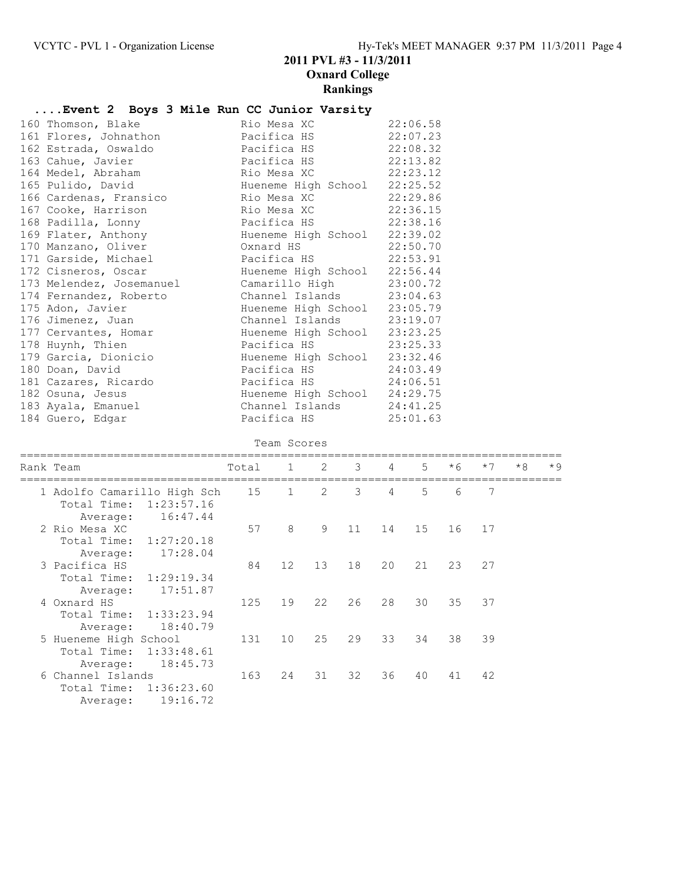**2011 PVL #3 - 11/3/2011**
**Oxnard College**
**Rankings**

### ....Event 2 Boys 3 Mile Run CC Junior Varsity

| Place | Name | School | Time |
|---|---|---|---|
| 160 | Thomson, Blake | Rio Mesa XC | 22:06.58 |
| 161 | Flores, Johnathon | Pacifica HS | 22:07.23 |
| 162 | Estrada, Oswaldo | Pacifica HS | 22:08.32 |
| 163 | Cahue, Javier | Pacifica HS | 22:13.82 |
| 164 | Medel, Abraham | Rio Mesa XC | 22:23.12 |
| 165 | Pulido, David | Hueneme High School | 22:25.52 |
| 166 | Cardenas, Fransico | Rio Mesa XC | 22:29.86 |
| 167 | Cooke, Harrison | Rio Mesa XC | 22:36.15 |
| 168 | Padilla, Lonny | Pacifica HS | 22:38.16 |
| 169 | Flater, Anthony | Hueneme High School | 22:39.02 |
| 170 | Manzano, Oliver | Oxnard HS | 22:50.70 |
| 171 | Garside, Michael | Pacifica HS | 22:53.91 |
| 172 | Cisneros, Oscar | Hueneme High School | 22:56.44 |
| 173 | Melendez, Josemanuel | Camarillo High | 23:00.72 |
| 174 | Fernandez, Roberto | Channel Islands | 23:04.63 |
| 175 | Adon, Javier | Hueneme High School | 23:05.79 |
| 176 | Jimenez, Juan | Channel Islands | 23:19.07 |
| 177 | Cervantes, Homar | Hueneme High School | 23:23.25 |
| 178 | Huynh, Thien | Pacifica HS | 23:25.33 |
| 179 | Garcia, Dionicio | Hueneme High School | 23:32.46 |
| 180 | Doan, David | Pacifica HS | 24:03.49 |
| 181 | Cazares, Ricardo | Pacifica HS | 24:06.51 |
| 182 | Osuna, Jesus | Hueneme High School | 24:29.75 |
| 183 | Ayala, Emanuel | Channel Islands | 24:41.25 |
| 184 | Guero, Edgar | Pacifica HS | 25:01.63 |

Team Scores

| Rank | Team | Total | 1 | 2 | 3 | 4 | 5 | *6 | *7 | *8 | *9 |
|---|---|---|---|---|---|---|---|---|---|---|---|
| 1 | Adolfo Camarillo High Sch | 15 | 1 | 2 | 3 | 4 | 5 | 6 | 7 | | |
| | Total Time: 1:23:57.16 | | | | | | | | | | |
| | Average: 16:47.44 | | | | | | | | | | |
| 2 | Rio Mesa XC | 57 | 8 | 9 | 11 | 14 | 15 | 16 | 17 | | |
| | Total Time: 1:27:20.18 | | | | | | | | | | |
| | Average: 17:28.04 | | | | | | | | | | |
| 3 | Pacifica HS | 84 | 12 | 13 | 18 | 20 | 21 | 23 | 27 | | |
| | Total Time: 1:29:19.34 | | | | | | | | | | |
| | Average: 17:51.87 | | | | | | | | | | |
| 4 | Oxnard HS | 125 | 19 | 22 | 26 | 28 | 30 | 35 | 37 | | |
| | Total Time: 1:33:23.94 | | | | | | | | | | |
| | Average: 18:40.79 | | | | | | | | | | |
| 5 | Hueneme High School | 131 | 10 | 25 | 29 | 33 | 34 | 38 | 39 | | |
| | Total Time: 1:33:48.61 | | | | | | | | | | |
| | Average: 18:45.73 | | | | | | | | | | |
| 6 | Channel Islands | 163 | 24 | 31 | 32 | 36 | 40 | 41 | 42 | | |
| | Total Time: 1:36:23.60 | | | | | | | | | | |
| | Average: 19:16.72 | | | | | | | | | | |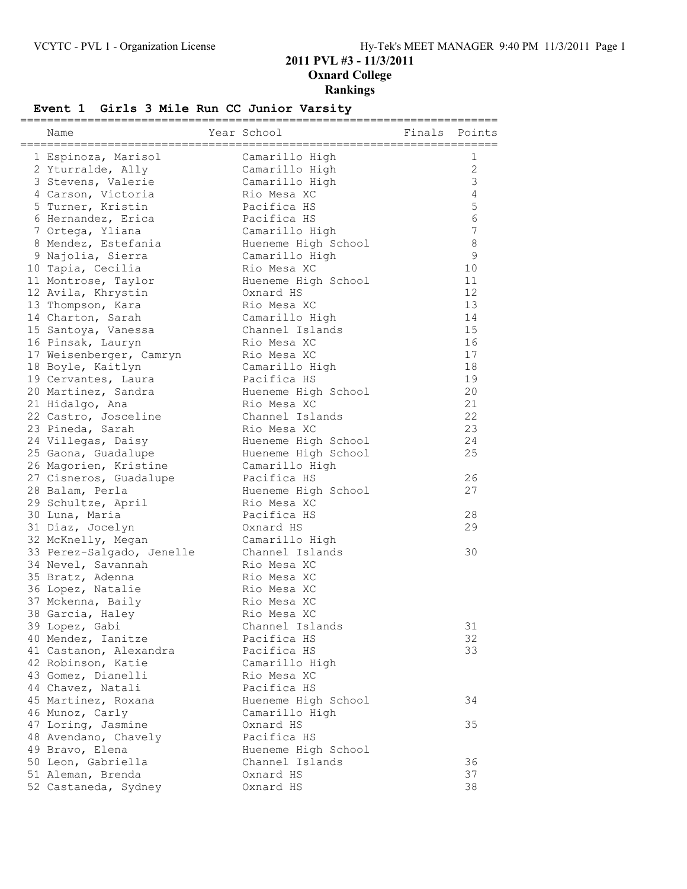**2011 PVL #3 - 11/3/2011**

**Oxnard College**

**Rankings**

## Event 1 Girls 3 Mile Run CC Junior Varsity

| | Name | Year | School | Finals | Points |
|---|---|---|---|---|---|
| 1 | Espinoza, Marisol | | Camarillo High | | 1 |
| 2 | Yturralde, Ally | | Camarillo High | | 2 |
| 3 | Stevens, Valerie | | Camarillo High | | 3 |
| 4 | Carson, Victoria | | Rio Mesa XC | | 4 |
| 5 | Turner, Kristin | | Pacifica HS | | 5 |
| 6 | Hernandez, Erica | | Pacifica HS | | 6 |
| 7 | Ortega, Yliana | | Camarillo High | | 7 |
| 8 | Mendez, Estefania | | Hueneme High School | | 8 |
| 9 | Najolia, Sierra | | Camarillo High | | 9 |
| 10 | Tapia, Cecilia | | Rio Mesa XC | | 10 |
| 11 | Montrose, Taylor | | Hueneme High School | | 11 |
| 12 | Avila, Khrystin | | Oxnard HS | | 12 |
| 13 | Thompson, Kara | | Rio Mesa XC | | 13 |
| 14 | Charton, Sarah | | Camarillo High | | 14 |
| 15 | Santoya, Vanessa | | Channel Islands | | 15 |
| 16 | Pinsak, Lauryn | | Rio Mesa XC | | 16 |
| 17 | Weisenberger, Camryn | | Rio Mesa XC | | 17 |
| 18 | Boyle, Kaitlyn | | Camarillo High | | 18 |
| 19 | Cervantes, Laura | | Pacifica HS | | 19 |
| 20 | Martinez, Sandra | | Hueneme High School | | 20 |
| 21 | Hidalgo, Ana | | Rio Mesa XC | | 21 |
| 22 | Castro, Josceline | | Channel Islands | | 22 |
| 23 | Pineda, Sarah | | Rio Mesa XC | | 23 |
| 24 | Villegas, Daisy | | Hueneme High School | | 24 |
| 25 | Gaona, Guadalupe | | Hueneme High School | | 25 |
| 26 | Magorien, Kristine | | Camarillo High | | |
| 27 | Cisneros, Guadalupe | | Pacifica HS | | 26 |
| 28 | Balam, Perla | | Hueneme High School | | 27 |
| 29 | Schultze, April | | Rio Mesa XC | | |
| 30 | Luna, Maria | | Pacifica HS | | 28 |
| 31 | Diaz, Jocelyn | | Oxnard HS | | 29 |
| 32 | McKnelly, Megan | | Camarillo High | | |
| 33 | Perez-Salgado, Jenelle | | Channel Islands | | 30 |
| 34 | Nevel, Savannah | | Rio Mesa XC | | |
| 35 | Bratz, Adenna | | Rio Mesa XC | | |
| 36 | Lopez, Natalie | | Rio Mesa XC | | |
| 37 | Mckenna, Baily | | Rio Mesa XC | | |
| 38 | Garcia, Haley | | Rio Mesa XC | | |
| 39 | Lopez, Gabi | | Channel Islands | | 31 |
| 40 | Mendez, Ianitze | | Pacifica HS | | 32 |
| 41 | Castanon, Alexandra | | Pacifica HS | | 33 |
| 42 | Robinson, Katie | | Camarillo High | | |
| 43 | Gomez, Dianelli | | Rio Mesa XC | | |
| 44 | Chavez, Natali | | Pacifica HS | | |
| 45 | Martinez, Roxana | | Hueneme High School | | 34 |
| 46 | Munoz, Carly | | Camarillo High | | |
| 47 | Loring, Jasmine | | Oxnard HS | | 35 |
| 48 | Avendano, Chavely | | Pacifica HS | | |
| 49 | Bravo, Elena | | Hueneme High School | | |
| 50 | Leon, Gabriella | | Channel Islands | | 36 |
| 51 | Aleman, Brenda | | Oxnard HS | | 37 |
| 52 | Castaneda, Sydney | | Oxnard HS | | 38 |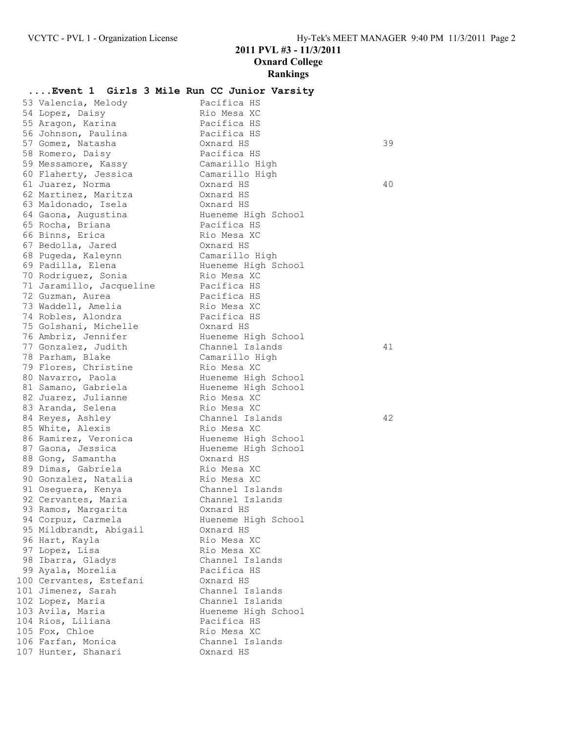## 2011 PVL #3 - 11/3/2011
## Oxnard College
## Rankings

### ....Event 1 Girls 3 Mile Run CC Junior Varsity

| Place | Name | School | Points |
|---|---|---|---|
| 53 | Valencia, Melody | Pacifica HS | |
| 54 | Lopez, Daisy | Rio Mesa XC | |
| 55 | Aragon, Karina | Pacifica HS | |
| 56 | Johnson, Paulina | Pacifica HS | |
| 57 | Gomez, Natasha | Oxnard HS | 39 |
| 58 | Romero, Daisy | Pacifica HS | |
| 59 | Messamore, Kassy | Camarillo High | |
| 60 | Flaherty, Jessica | Camarillo High | |
| 61 | Juarez, Norma | Oxnard HS | 40 |
| 62 | Martinez, Maritza | Oxnard HS | |
| 63 | Maldonado, Isela | Oxnard HS | |
| 64 | Gaona, Augustina | Hueneme High School | |
| 65 | Rocha, Briana | Pacifica HS | |
| 66 | Binns, Erica | Rio Mesa XC | |
| 67 | Bedolla, Jared | Oxnard HS | |
| 68 | Pugeda, Kaleynn | Camarillo High | |
| 69 | Padilla, Elena | Hueneme High School | |
| 70 | Rodriguez, Sonia | Rio Mesa XC | |
| 71 | Jaramillo, Jacqueline | Pacifica HS | |
| 72 | Guzman, Aurea | Pacifica HS | |
| 73 | Waddell, Amelia | Rio Mesa XC | |
| 74 | Robles, Alondra | Pacifica HS | |
| 75 | Golshani, Michelle | Oxnard HS | |
| 76 | Ambriz, Jennifer | Hueneme High School | |
| 77 | Gonzalez, Judith | Channel Islands | 41 |
| 78 | Parham, Blake | Camarillo High | |
| 79 | Flores, Christine | Rio Mesa XC | |
| 80 | Navarro, Paola | Hueneme High School | |
| 81 | Samano, Gabriela | Hueneme High School | |
| 82 | Juarez, Julianne | Rio Mesa XC | |
| 83 | Aranda, Selena | Rio Mesa XC | |
| 84 | Reyes, Ashley | Channel Islands | 42 |
| 85 | White, Alexis | Rio Mesa XC | |
| 86 | Ramirez, Veronica | Hueneme High School | |
| 87 | Gaona, Jessica | Hueneme High School | |
| 88 | Gong, Samantha | Oxnard HS | |
| 89 | Dimas, Gabriela | Rio Mesa XC | |
| 90 | Gonzalez, Natalia | Rio Mesa XC | |
| 91 | Oseguera, Kenya | Channel Islands | |
| 92 | Cervantes, Maria | Channel Islands | |
| 93 | Ramos, Margarita | Oxnard HS | |
| 94 | Corpuz, Carmela | Hueneme High School | |
| 95 | Mildbrandt, Abigail | Oxnard HS | |
| 96 | Hart, Kayla | Rio Mesa XC | |
| 97 | Lopez, Lisa | Rio Mesa XC | |
| 98 | Ibarra, Gladys | Channel Islands | |
| 99 | Ayala, Morelia | Pacifica HS | |
| 100 | Cervantes, Estefani | Oxnard HS | |
| 101 | Jimenez, Sarah | Channel Islands | |
| 102 | Lopez, Maria | Channel Islands | |
| 103 | Avila, Maria | Hueneme High School | |
| 104 | Rios, Liliana | Pacifica HS | |
| 105 | Fox, Chloe | Rio Mesa XC | |
| 106 | Farfan, Monica | Channel Islands | |
| 107 | Hunter, Shanari | Oxnard HS | |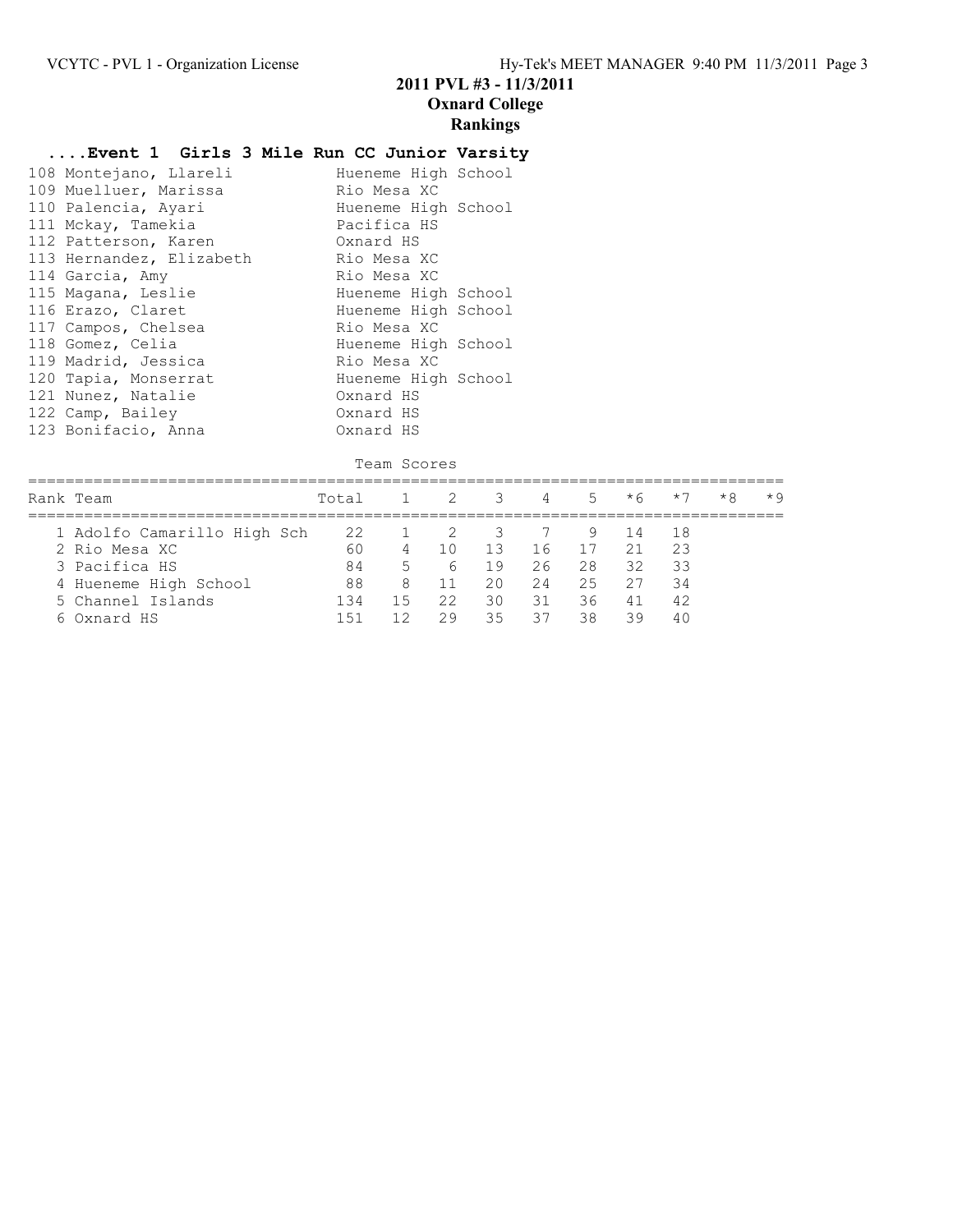## 2011 PVL #3 - 11/3/2011
## Oxnard College
## Rankings

### ....Event 1 Girls 3 Mile Run CC Junior Varsity

| Place | Name | School |
|---|---|---|
| 108 | Montejano, Llareli | Hueneme High School |
| 109 | Muelluer, Marissa | Rio Mesa XC |
| 110 | Palencia, Ayari | Hueneme High School |
| 111 | Mckay, Tamekia | Pacifica HS |
| 112 | Patterson, Karen | Oxnard HS |
| 113 | Hernandez, Elizabeth | Rio Mesa XC |
| 114 | Garcia, Amy | Rio Mesa XC |
| 115 | Magana, Leslie | Hueneme High School |
| 116 | Erazo, Claret | Hueneme High School |
| 117 | Campos, Chelsea | Rio Mesa XC |
| 118 | Gomez, Celia | Hueneme High School |
| 119 | Madrid, Jessica | Rio Mesa XC |
| 120 | Tapia, Monserrat | Hueneme High School |
| 121 | Nunez, Natalie | Oxnard HS |
| 122 | Camp, Bailey | Oxnard HS |
| 123 | Bonifacio, Anna | Oxnard HS |

Team Scores

| Rank | Team | Total | 1 | 2 | 3 | 4 | 5 | *6 | *7 | *8 | *9 |
|---|---|---|---|---|---|---|---|---|---|---|---|
| 1 | Adolfo Camarillo High Sch | 22 | 1 | 2 | 3 | 7 | 9 | 14 | 18 | | |
| 2 | Rio Mesa XC | 60 | 4 | 10 | 13 | 16 | 17 | 21 | 23 | | |
| 3 | Pacifica HS | 84 | 5 | 6 | 19 | 26 | 28 | 32 | 33 | | |
| 4 | Hueneme High School | 88 | 8 | 11 | 20 | 24 | 25 | 27 | 34 | | |
| 5 | Channel Islands | 134 | 15 | 22 | 30 | 31 | 36 | 41 | 42 | | |
| 6 | Oxnard HS | 151 | 12 | 29 | 35 | 37 | 38 | 39 | 40 | | |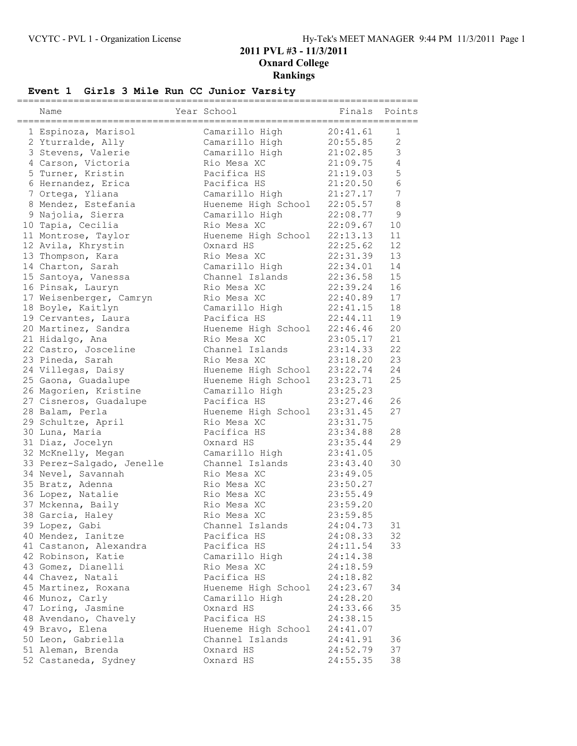## 2011 PVL #3 - 11/3/2011

## Oxnard College

## Rankings

### Event 1 Girls 3 Mile Run CC Junior Varsity

| | Name | Year | School | Finals | Points |
|---|---|---|---|---|---|
| 1 | Espinoza, Marisol | | Camarillo High | 20:41.61 | 1 |
| 2 | Yturralde, Ally | | Camarillo High | 20:55.85 | 2 |
| 3 | Stevens, Valerie | | Camarillo High | 21:02.85 | 3 |
| 4 | Carson, Victoria | | Rio Mesa XC | 21:09.75 | 4 |
| 5 | Turner, Kristin | | Pacifica HS | 21:19.03 | 5 |
| 6 | Hernandez, Erica | | Pacifica HS | 21:20.50 | 6 |
| 7 | Ortega, Yliana | | Camarillo High | 21:27.17 | 7 |
| 8 | Mendez, Estefania | | Hueneme High School | 22:05.57 | 8 |
| 9 | Najolia, Sierra | | Camarillo High | 22:08.77 | 9 |
| 10 | Tapia, Cecilia | | Rio Mesa XC | 22:09.67 | 10 |
| 11 | Montrose, Taylor | | Hueneme High School | 22:13.13 | 11 |
| 12 | Avila, Khrystin | | Oxnard HS | 22:25.62 | 12 |
| 13 | Thompson, Kara | | Rio Mesa XC | 22:31.39 | 13 |
| 14 | Charton, Sarah | | Camarillo High | 22:34.01 | 14 |
| 15 | Santoya, Vanessa | | Channel Islands | 22:36.58 | 15 |
| 16 | Pinsak, Lauryn | | Rio Mesa XC | 22:39.24 | 16 |
| 17 | Weisenberger, Camryn | | Rio Mesa XC | 22:40.89 | 17 |
| 18 | Boyle, Kaitlyn | | Camarillo High | 22:41.15 | 18 |
| 19 | Cervantes, Laura | | Pacifica HS | 22:44.11 | 19 |
| 20 | Martinez, Sandra | | Hueneme High School | 22:46.46 | 20 |
| 21 | Hidalgo, Ana | | Rio Mesa XC | 23:05.17 | 21 |
| 22 | Castro, Josceline | | Channel Islands | 23:14.33 | 22 |
| 23 | Pineda, Sarah | | Rio Mesa XC | 23:18.20 | 23 |
| 24 | Villegas, Daisy | | Hueneme High School | 23:22.74 | 24 |
| 25 | Gaona, Guadalupe | | Hueneme High School | 23:23.71 | 25 |
| 26 | Magorien, Kristine | | Camarillo High | 23:25.23 | |
| 27 | Cisneros, Guadalupe | | Pacifica HS | 23:27.46 | 26 |
| 28 | Balam, Perla | | Hueneme High School | 23:31.45 | 27 |
| 29 | Schultze, April | | Rio Mesa XC | 23:31.75 | |
| 30 | Luna, Maria | | Pacifica HS | 23:34.88 | 28 |
| 31 | Diaz, Jocelyn | | Oxnard HS | 23:35.44 | 29 |
| 32 | McKnelly, Megan | | Camarillo High | 23:41.05 | |
| 33 | Perez-Salgado, Jenelle | | Channel Islands | 23:43.40 | 30 |
| 34 | Nevel, Savannah | | Rio Mesa XC | 23:49.05 | |
| 35 | Bratz, Adenna | | Rio Mesa XC | 23:50.27 | |
| 36 | Lopez, Natalie | | Rio Mesa XC | 23:55.49 | |
| 37 | Mckenna, Baily | | Rio Mesa XC | 23:59.20 | |
| 38 | Garcia, Haley | | Rio Mesa XC | 23:59.85 | |
| 39 | Lopez, Gabi | | Channel Islands | 24:04.73 | 31 |
| 40 | Mendez, Ianitze | | Pacifica HS | 24:08.33 | 32 |
| 41 | Castanon, Alexandra | | Pacifica HS | 24:11.54 | 33 |
| 42 | Robinson, Katie | | Camarillo High | 24:14.38 | |
| 43 | Gomez, Dianelli | | Rio Mesa XC | 24:18.59 | |
| 44 | Chavez, Natali | | Pacifica HS | 24:18.82 | |
| 45 | Martinez, Roxana | | Hueneme High School | 24:23.67 | 34 |
| 46 | Munoz, Carly | | Camarillo High | 24:28.20 | |
| 47 | Loring, Jasmine | | Oxnard HS | 24:33.66 | 35 |
| 48 | Avendano, Chavely | | Pacifica HS | 24:38.15 | |
| 49 | Bravo, Elena | | Hueneme High School | 24:41.07 | |
| 50 | Leon, Gabriella | | Channel Islands | 24:41.91 | 36 |
| 51 | Aleman, Brenda | | Oxnard HS | 24:52.79 | 37 |
| 52 | Castaneda, Sydney | | Oxnard HS | 24:55.35 | 38 |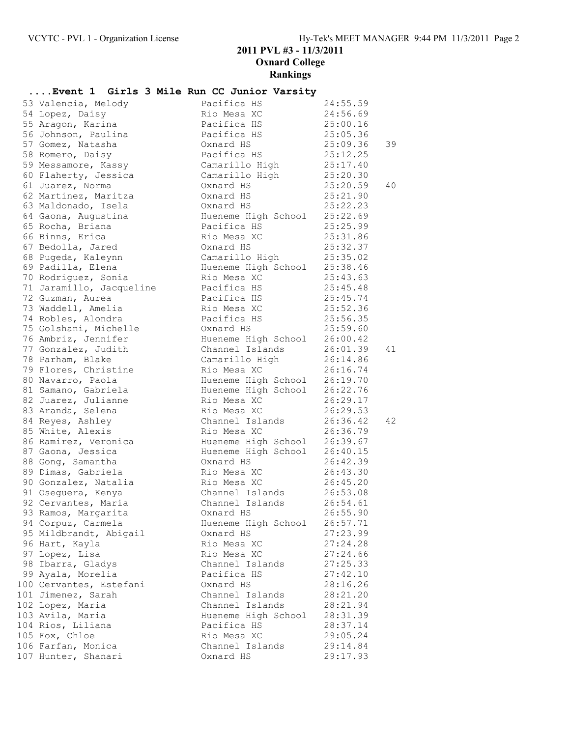# 2011 PVL #3 - 11/3/2011

## Oxnard College

## Rankings

### ....Event 1 Girls 3 Mile Run CC Junior Varsity

| Place | Name | School | Time | Points |
|---|---|---|---|---|
| 53 | Valencia, Melody | Pacifica HS | 24:55.59 | |
| 54 | Lopez, Daisy | Rio Mesa XC | 24:56.69 | |
| 55 | Aragon, Karina | Pacifica HS | 25:00.16 | |
| 56 | Johnson, Paulina | Pacifica HS | 25:05.36 | |
| 57 | Gomez, Natasha | Oxnard HS | 25:09.36 | 39 |
| 58 | Romero, Daisy | Pacifica HS | 25:12.25 | |
| 59 | Messamore, Kassy | Camarillo High | 25:17.40 | |
| 60 | Flaherty, Jessica | Camarillo High | 25:20.30 | |
| 61 | Juarez, Norma | Oxnard HS | 25:20.59 | 40 |
| 62 | Martinez, Maritza | Oxnard HS | 25:21.90 | |
| 63 | Maldonado, Isela | Oxnard HS | 25:22.23 | |
| 64 | Gaona, Augustina | Hueneme High School | 25:22.69 | |
| 65 | Rocha, Briana | Pacifica HS | 25:25.99 | |
| 66 | Binns, Erica | Rio Mesa XC | 25:31.86 | |
| 67 | Bedolla, Jared | Oxnard HS | 25:32.37 | |
| 68 | Pugeda, Kaleynn | Camarillo High | 25:35.02 | |
| 69 | Padilla, Elena | Hueneme High School | 25:38.46 | |
| 70 | Rodriguez, Sonia | Rio Mesa XC | 25:43.63 | |
| 71 | Jaramillo, Jacqueline | Pacifica HS | 25:45.48 | |
| 72 | Guzman, Aurea | Pacifica HS | 25:45.74 | |
| 73 | Waddell, Amelia | Rio Mesa XC | 25:52.36 | |
| 74 | Robles, Alondra | Pacifica HS | 25:56.35 | |
| 75 | Golshani, Michelle | Oxnard HS | 25:59.60 | |
| 76 | Ambriz, Jennifer | Hueneme High School | 26:00.42 | |
| 77 | Gonzalez, Judith | Channel Islands | 26:01.39 | 41 |
| 78 | Parham, Blake | Camarillo High | 26:14.86 | |
| 79 | Flores, Christine | Rio Mesa XC | 26:16.74 | |
| 80 | Navarro, Paola | Hueneme High School | 26:19.70 | |
| 81 | Samano, Gabriela | Hueneme High School | 26:22.76 | |
| 82 | Juarez, Julianne | Rio Mesa XC | 26:29.17 | |
| 83 | Aranda, Selena | Rio Mesa XC | 26:29.53 | |
| 84 | Reyes, Ashley | Channel Islands | 26:36.42 | 42 |
| 85 | White, Alexis | Rio Mesa XC | 26:36.79 | |
| 86 | Ramirez, Veronica | Hueneme High School | 26:39.67 | |
| 87 | Gaona, Jessica | Hueneme High School | 26:40.15 | |
| 88 | Gong, Samantha | Oxnard HS | 26:42.39 | |
| 89 | Dimas, Gabriela | Rio Mesa XC | 26:43.30 | |
| 90 | Gonzalez, Natalia | Rio Mesa XC | 26:45.20 | |
| 91 | Oseguera, Kenya | Channel Islands | 26:53.08 | |
| 92 | Cervantes, Maria | Channel Islands | 26:54.61 | |
| 93 | Ramos, Margarita | Oxnard HS | 26:55.90 | |
| 94 | Corpuz, Carmela | Hueneme High School | 26:57.71 | |
| 95 | Mildbrandt, Abigail | Oxnard HS | 27:23.99 | |
| 96 | Hart, Kayla | Rio Mesa XC | 27:24.28 | |
| 97 | Lopez, Lisa | Rio Mesa XC | 27:24.66 | |
| 98 | Ibarra, Gladys | Channel Islands | 27:25.33 | |
| 99 | Ayala, Morelia | Pacifica HS | 27:42.10 | |
| 100 | Cervantes, Estefani | Oxnard HS | 28:16.26 | |
| 101 | Jimenez, Sarah | Channel Islands | 28:21.20 | |
| 102 | Lopez, Maria | Channel Islands | 28:21.94 | |
| 103 | Avila, Maria | Hueneme High School | 28:31.39 | |
| 104 | Rios, Liliana | Pacifica HS | 28:37.14 | |
| 105 | Fox, Chloe | Rio Mesa XC | 29:05.24 | |
| 106 | Farfan, Monica | Channel Islands | 29:14.84 | |
| 107 | Hunter, Shanari | Oxnard HS | 29:17.93 | |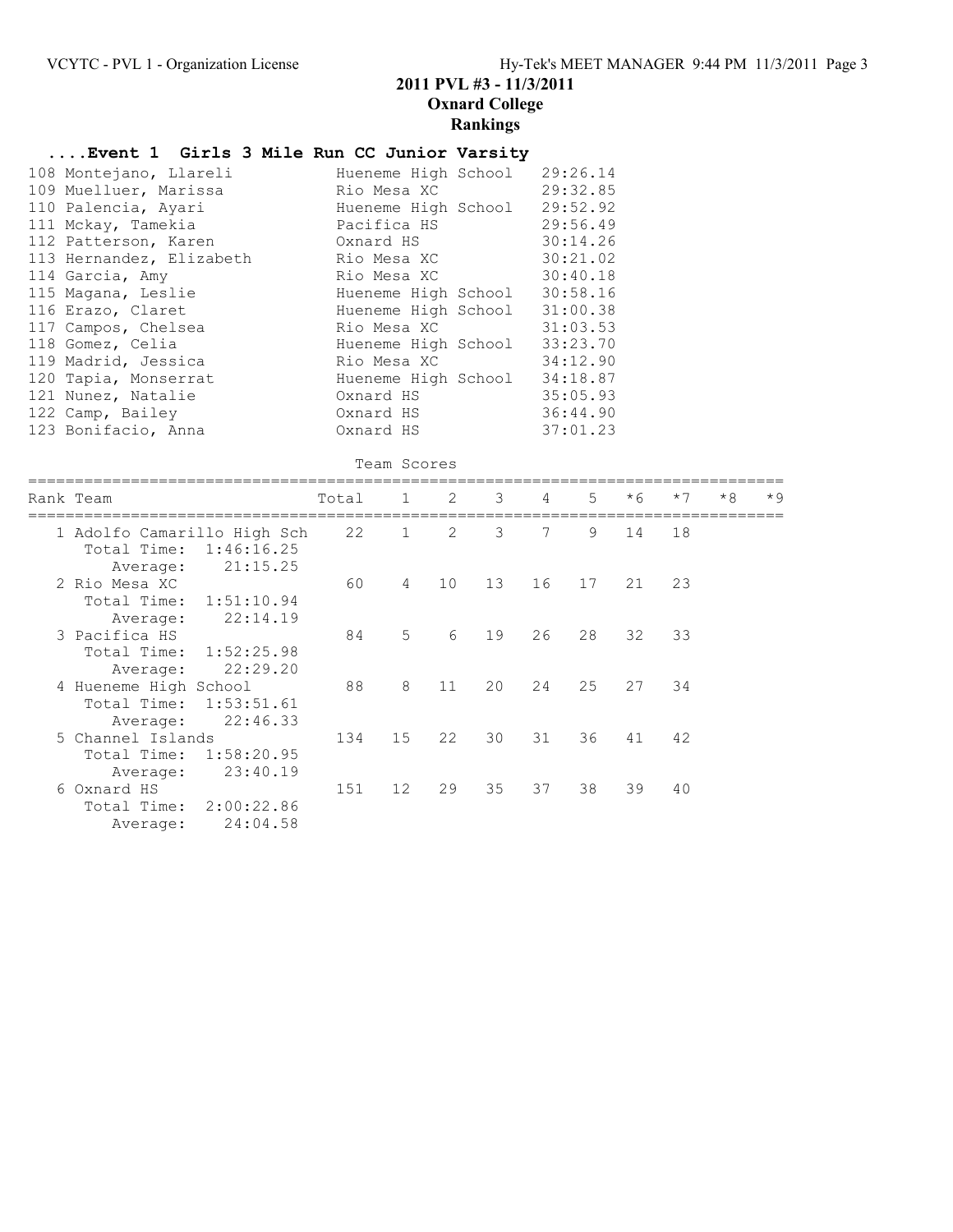## 2011 PVL #3 - 11/3/2011

**Oxnard College**

**Rankings**

### ....Event 1 Girls 3 Mile Run CC Junior Varsity

| | | | |
|---|---|---|---|
| 108 | Montejano, Llareli | Hueneme High School | 29:26.14 |
| 109 | Muelluer, Marissa | Rio Mesa XC | 29:32.85 |
| 110 | Palencia, Ayari | Hueneme High School | 29:52.92 |
| 111 | Mckay, Tamekia | Pacifica HS | 29:56.49 |
| 112 | Patterson, Karen | Oxnard HS | 30:14.26 |
| 113 | Hernandez, Elizabeth | Rio Mesa XC | 30:21.02 |
| 114 | Garcia, Amy | Rio Mesa XC | 30:40.18 |
| 115 | Magana, Leslie | Hueneme High School | 30:58.16 |
| 116 | Erazo, Claret | Hueneme High School | 31:00.38 |
| 117 | Campos, Chelsea | Rio Mesa XC | 31:03.53 |
| 118 | Gomez, Celia | Hueneme High School | 33:23.70 |
| 119 | Madrid, Jessica | Rio Mesa XC | 34:12.90 |
| 120 | Tapia, Monserrat | Hueneme High School | 34:18.87 |
| 121 | Nunez, Natalie | Oxnard HS | 35:05.93 |
| 122 | Camp, Bailey | Oxnard HS | 36:44.90 |
| 123 | Bonifacio, Anna | Oxnard HS | 37:01.23 |

Team Scores

| Rank | Team | Total | 1 | 2 | 3 | 4 | 5 | *6 | *7 | *8 | *9 |
|---|---|---|---|---|---|---|---|---|---|---|---|
| 1 | Adolfo Camarillo High Sch | 22 | 1 | 2 | 3 | 7 | 9 | 14 | 18 | | |
| | Total Time: 1:46:16.25 | | | | | | | | | | |
| | Average: 21:15.25 | | | | | | | | | | |
| 2 | Rio Mesa XC | 60 | 4 | 10 | 13 | 16 | 17 | 21 | 23 | | |
| | Total Time: 1:51:10.94 | | | | | | | | | | |
| | Average: 22:14.19 | | | | | | | | | | |
| 3 | Pacifica HS | 84 | 5 | 6 | 19 | 26 | 28 | 32 | 33 | | |
| | Total Time: 1:52:25.98 | | | | | | | | | | |
| | Average: 22:29.20 | | | | | | | | | | |
| 4 | Hueneme High School | 88 | 8 | 11 | 20 | 24 | 25 | 27 | 34 | | |
| | Total Time: 1:53:51.61 | | | | | | | | | | |
| | Average: 22:46.33 | | | | | | | | | | |
| 5 | Channel Islands | 134 | 15 | 22 | 30 | 31 | 36 | 41 | 42 | | |
| | Total Time: 1:58:20.95 | | | | | | | | | | |
| | Average: 23:40.19 | | | | | | | | | | |
| 6 | Oxnard HS | 151 | 12 | 29 | 35 | 37 | 38 | 39 | 40 | | |
| | Total Time: 2:00:22.86 | | | | | | | | | | |
| | Average: 24:04.58 | | | | | | | | | | |